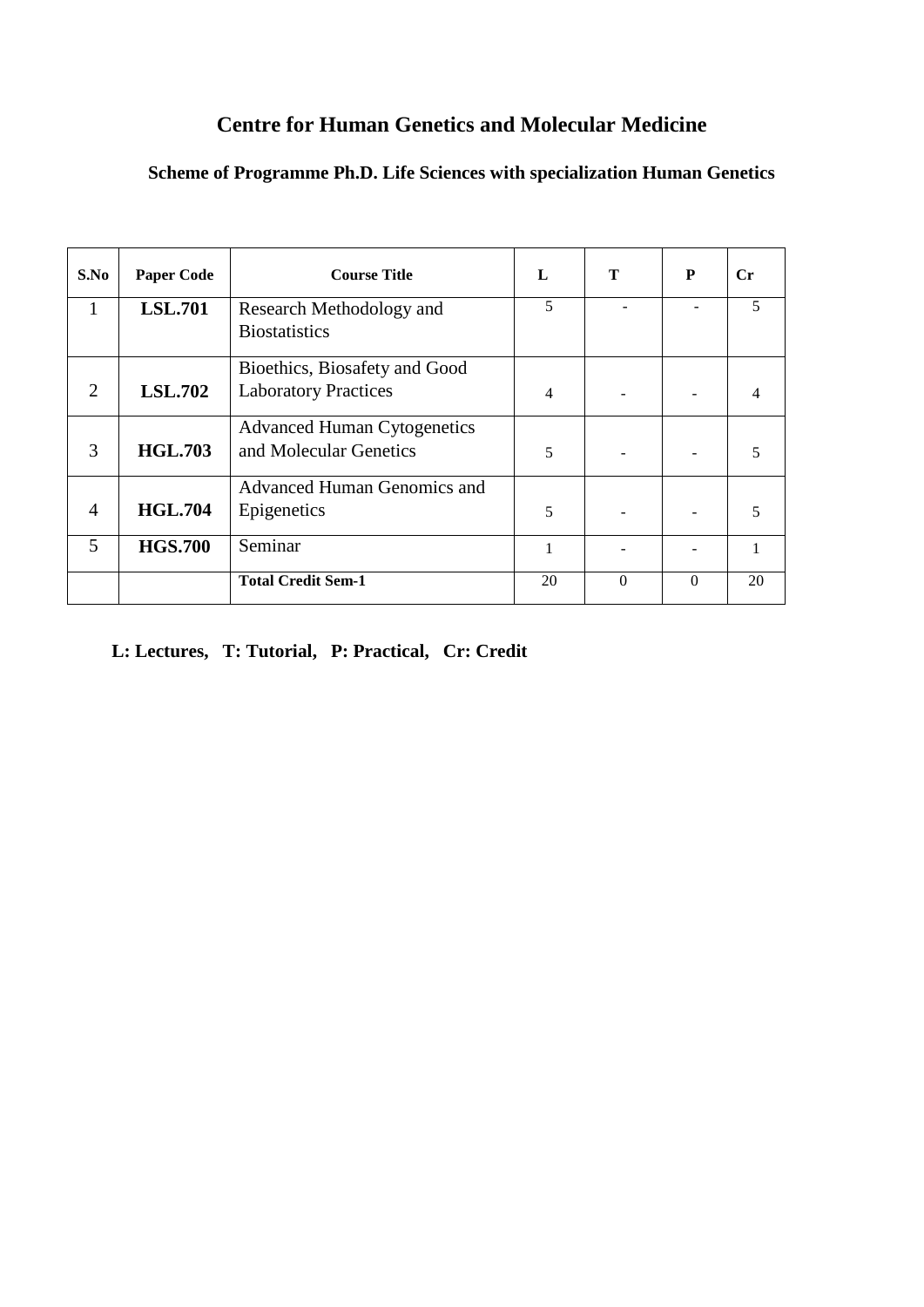# Centre for Human Genetics and Molecular Medicine

## Scheme of Programme Ph.D. Life Sciences with specialization Human Genetics

| S.No | Paper Code | Course Title | L | T | P | Cr |
|---|---|---|---|---|---|---|
| 1 | **LSL.701** | Research Methodology and Biostatistics | 5 | - | - | 5 |
| 2 | **LSL.702** | Bioethics, Biosafety and Good Laboratory Practices | 4 | - | - | 4 |
| 3 | **HGL.703** | Advanced Human Cytogenetics and Molecular Genetics | 5 | - | - | 5 |
| 4 | **HGL.704** | Advanced Human Genomics and Epigenetics | 5 | - | - | 5 |
| 5 | **HGS.700** | Seminar | 1 | - | - | 1 |
| | | **Total Credit Sem-1** | 20 | 0 | 0 | 20 |

**L: Lectures, T: Tutorial, P: Practical, Cr: Credit**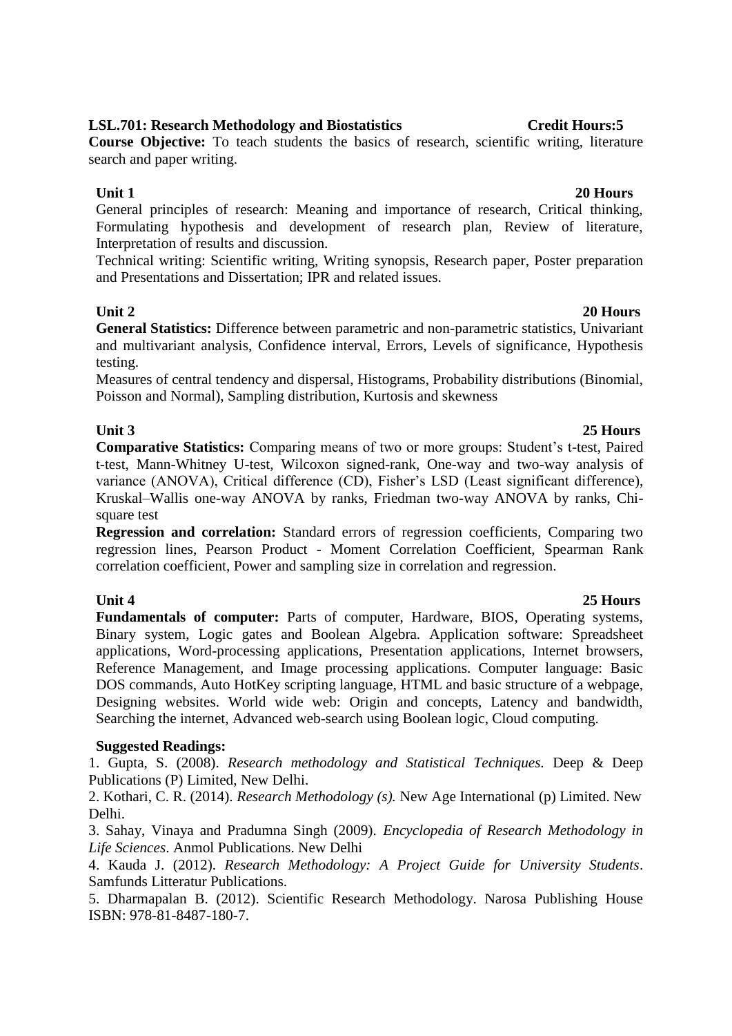**LSL.701: Research Methodology and Biostatistics** **Credit Hours:5**

**Course Objective:** To teach students the basics of research, scientific writing, literature search and paper writing.

**Unit 1** **20 Hours**

General principles of research: Meaning and importance of research, Critical thinking, Formulating hypothesis and development of research plan, Review of literature, Interpretation of results and discussion.

Technical writing: Scientific writing, Writing synopsis, Research paper, Poster preparation and Presentations and Dissertation; IPR and related issues.

**Unit 2** **20 Hours**

**General Statistics:** Difference between parametric and non-parametric statistics, Univariant and multivariant analysis, Confidence interval, Errors, Levels of significance, Hypothesis testing.

Measures of central tendency and dispersal, Histograms, Probability distributions (Binomial, Poisson and Normal), Sampling distribution, Kurtosis and skewness

**Unit 3** **25 Hours**

**Comparative Statistics:** Comparing means of two or more groups: Student's t-test, Paired t-test, Mann-Whitney U-test, Wilcoxon signed-rank, One-way and two-way analysis of variance (ANOVA), Critical difference (CD), Fisher's LSD (Least significant difference), Kruskal–Wallis one-way ANOVA by ranks, Friedman two-way ANOVA by ranks, Chi-square test

**Regression and correlation:** Standard errors of regression coefficients, Comparing two regression lines, Pearson Product - Moment Correlation Coefficient, Spearman Rank correlation coefficient, Power and sampling size in correlation and regression.

**Unit 4** **25 Hours**

**Fundamentals of computer:** Parts of computer, Hardware, BIOS, Operating systems, Binary system, Logic gates and Boolean Algebra. Application software: Spreadsheet applications, Word-processing applications, Presentation applications, Internet browsers, Reference Management, and Image processing applications. Computer language: Basic DOS commands, Auto HotKey scripting language, HTML and basic structure of a webpage, Designing websites. World wide web: Origin and concepts, Latency and bandwidth, Searching the internet, Advanced web-search using Boolean logic, Cloud computing.

**Suggested Readings:**

1. Gupta, S. (2008). *Research methodology and Statistical Techniques*. Deep & Deep Publications (P) Limited, New Delhi.
2. Kothari, C. R. (2014). *Research Methodology (s).* New Age International (p) Limited. New Delhi.
3. Sahay, Vinaya and Pradumna Singh (2009). *Encyclopedia of Research Methodology in Life Sciences*. Anmol Publications. New Delhi
4. Kauda J. (2012). *Research Methodology: A Project Guide for University Students*. Samfunds Litteratur Publications.
5. Dharmapalan B. (2012). Scientific Research Methodology. Narosa Publishing House ISBN: 978-81-8487-180-7.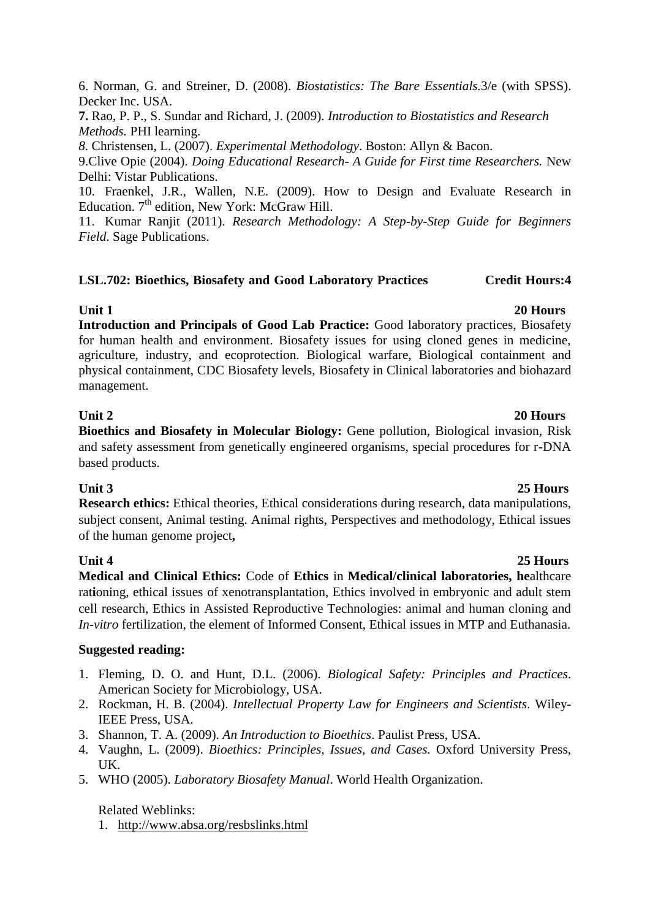6. Norman, G. and Streiner, D. (2008). *Biostatistics: The Bare Essentials.*3/e (with SPSS). Decker Inc. USA.

**7.** Rao, P. P., S. Sundar and Richard, J. (2009). *Introduction to Biostatistics and Research Methods.* PHI learning.

*8.* Christensen, L. (2007). *Experimental Methodology*. Boston: Allyn & Bacon.

9.Clive Opie (2004). *Doing Educational Research- A Guide for First time Researchers.* New Delhi: Vistar Publications.

10. Fraenkel, J.R., Wallen, N.E. (2009). How to Design and Evaluate Research in Education. 7th edition, New York: McGraw Hill.

11. Kumar Ranjit (2011). *Research Methodology: A Step-by-Step Guide for Beginners Field*. Sage Publications.

## LSL.702: Bioethics, Biosafety and Good Laboratory Practices — Credit Hours:4

**Unit 1** **20 Hours**

**Introduction and Principals of Good Lab Practice:** Good laboratory practices, Biosafety for human health and environment. Biosafety issues for using cloned genes in medicine, agriculture, industry, and ecoprotection. Biological warfare, Biological containment and physical containment, CDC Biosafety levels, Biosafety in Clinical laboratories and biohazard management.

**Unit 2** **20 Hours**

**Bioethics and Biosafety in Molecular Biology:** Gene pollution, Biological invasion, Risk and safety assessment from genetically engineered organisms, special procedures for r-DNA based products.

**Unit 3** **25 Hours**

**Research ethics:** Ethical theories, Ethical considerations during research, data manipulations, subject consent, Animal testing. Animal rights, Perspectives and methodology, Ethical issues of the human genome project**,**

**Unit 4** **25 Hours**

**Medical and Clinical Ethics:** Code of **Ethics** in **Medical/clinical laboratories, he**althcare rat**i**oning, ethical issues of xenotransplantation, Ethics involved in embryonic and adult stem cell research, Ethics in Assisted Reproductive Technologies: animal and human cloning and *In-vitro* fertilization, the element of Informed Consent, Ethical issues in MTP and Euthanasia.

**Suggested reading:**

1. Fleming, D. O. and Hunt, D.L. (2006). *Biological Safety: Principles and Practices*. American Society for Microbiology, USA.
2. Rockman, H. B. (2004). *Intellectual Property Law for Engineers and Scientists*. Wiley-IEEE Press, USA.
3. Shannon, T. A. (2009). *An Introduction to Bioethics*. Paulist Press, USA.
4. Vaughn, L. (2009). *Bioethics: Principles, Issues, and Cases.* Oxford University Press, UK.
5. WHO (2005). *Laboratory Biosafety Manual*. World Health Organization.

Related Weblinks:

1. http://www.absa.org/resbslinks.html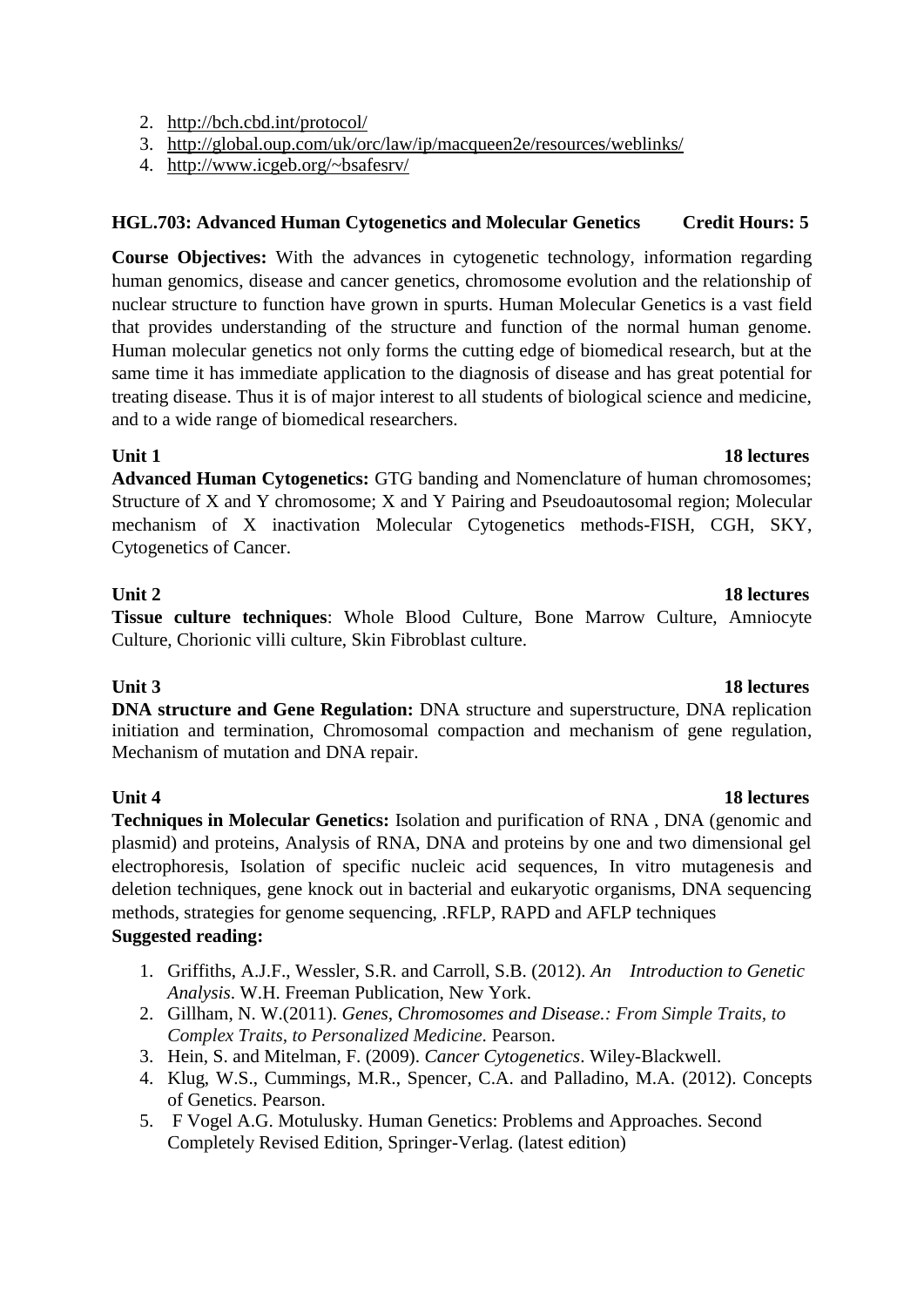2. http://bch.cbd.int/protocol/
3. http://global.oup.com/uk/orc/law/ip/macqueen2e/resources/weblinks/
4. http://www.icgeb.org/~bsafesrv/

**HGL.703: Advanced Human Cytogenetics and Molecular Genetics Credit Hours: 5**

**Course Objectives:** With the advances in cytogenetic technology, information regarding human genomics, disease and cancer genetics, chromosome evolution and the relationship of nuclear structure to function have grown in spurts. Human Molecular Genetics is a vast field that provides understanding of the structure and function of the normal human genome. Human molecular genetics not only forms the cutting edge of biomedical research, but at the same time it has immediate application to the diagnosis of disease and has great potential for treating disease. Thus it is of major interest to all students of biological science and medicine, and to a wide range of biomedical researchers.

**Unit 1 18 lectures**

**Advanced Human Cytogenetics:** GTG banding and Nomenclature of human chromosomes; Structure of X and Y chromosome; X and Y Pairing and Pseudoautosomal region; Molecular mechanism of X inactivation Molecular Cytogenetics methods-FISH, CGH, SKY, Cytogenetics of Cancer.

**Unit 2 18 lectures**

**Tissue culture techniques**: Whole Blood Culture, Bone Marrow Culture, Amniocyte Culture, Chorionic villi culture, Skin Fibroblast culture.

**Unit 3 18 lectures**

**DNA structure and Gene Regulation:** DNA structure and superstructure, DNA replication initiation and termination, Chromosomal compaction and mechanism of gene regulation, Mechanism of mutation and DNA repair.

**Unit 4 18 lectures**

**Techniques in Molecular Genetics:** Isolation and purification of RNA , DNA (genomic and plasmid) and proteins, Analysis of RNA, DNA and proteins by one and two dimensional gel electrophoresis, Isolation of specific nucleic acid sequences, In vitro mutagenesis and deletion techniques, gene knock out in bacterial and eukaryotic organisms, DNA sequencing methods, strategies for genome sequencing, .RFLP, RAPD and AFLP techniques

**Suggested reading:**

1. Griffiths, A.J.F., Wessler, S.R. and Carroll, S.B. (2012). *An Introduction to Genetic Analysis*. W.H. Freeman Publication, New York.
2. Gillham, N. W.(2011). *Genes, Chromosomes and Disease.: From Simple Traits, to Complex Traits, to Personalized Medicine*. Pearson.
3. Hein, S. and Mitelman, F. (2009). *Cancer Cytogenetics*. Wiley-Blackwell.
4. Klug, W.S., Cummings, M.R., Spencer, C.A. and Palladino, M.A. (2012). Concepts of Genetics. Pearson.
5. F Vogel A.G. Motulusky. Human Genetics: Problems and Approaches. Second Completely Revised Edition, Springer-Verlag. (latest edition)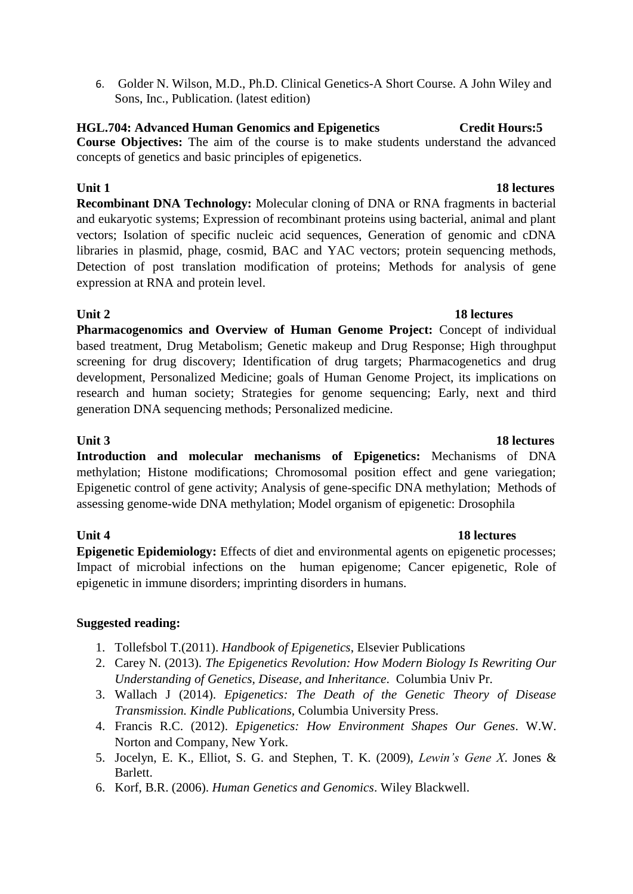6. Golder N. Wilson, M.D., Ph.D. Clinical Genetics-A Short Course. A John Wiley and Sons, Inc., Publication. (latest edition)

**HGL.704: Advanced Human Genomics and Epigenetics** **Credit Hours:5**

**Course Objectives:** The aim of the course is to make students understand the advanced concepts of genetics and basic principles of epigenetics.

**Unit 1** **18 lectures**

**Recombinant DNA Technology:** Molecular cloning of DNA or RNA fragments in bacterial and eukaryotic systems; Expression of recombinant proteins using bacterial, animal and plant vectors; Isolation of specific nucleic acid sequences, Generation of genomic and cDNA libraries in plasmid, phage, cosmid, BAC and YAC vectors; protein sequencing methods, Detection of post translation modification of proteins; Methods for analysis of gene expression at RNA and protein level.

**Unit 2** **18 lectures**

**Pharmacogenomics and Overview of Human Genome Project:** Concept of individual based treatment, Drug Metabolism; Genetic makeup and Drug Response; High throughput screening for drug discovery; Identification of drug targets; Pharmacogenetics and drug development, Personalized Medicine; goals of Human Genome Project, its implications on research and human society; Strategies for genome sequencing; Early, next and third generation DNA sequencing methods; Personalized medicine.

**Unit 3** **18 lectures**

**Introduction and molecular mechanisms of Epigenetics:** Mechanisms of DNA methylation; Histone modifications; Chromosomal position effect and gene variegation; Epigenetic control of gene activity; Analysis of gene-specific DNA methylation; Methods of assessing genome-wide DNA methylation; Model organism of epigenetic: Drosophila

**Unit 4** **18 lectures**

**Epigenetic Epidemiology:** Effects of diet and environmental agents on epigenetic processes; Impact of microbial infections on the human epigenome; Cancer epigenetic, Role of epigenetic in immune disorders; imprinting disorders in humans.

**Suggested reading:**

1. Tollefsbol T.(2011). *Handbook of Epigenetics*, Elsevier Publications
2. Carey N. (2013). *The Epigenetics Revolution: How Modern Biology Is Rewriting Our Understanding of Genetics, Disease, and Inheritance*. Columbia Univ Pr.
3. Wallach J (2014). *Epigenetics: The Death of the Genetic Theory of Disease Transmission. Kindle Publications*, Columbia University Press.
4. Francis R.C. (2012). *Epigenetics: How Environment Shapes Our Genes*. W.W. Norton and Company, New York.
5. Jocelyn, E. K., Elliot, S. G. and Stephen, T. K. (2009), *Lewin's Gene X*. Jones & Barlett.
6. Korf, B.R. (2006). *Human Genetics and Genomics*. Wiley Blackwell.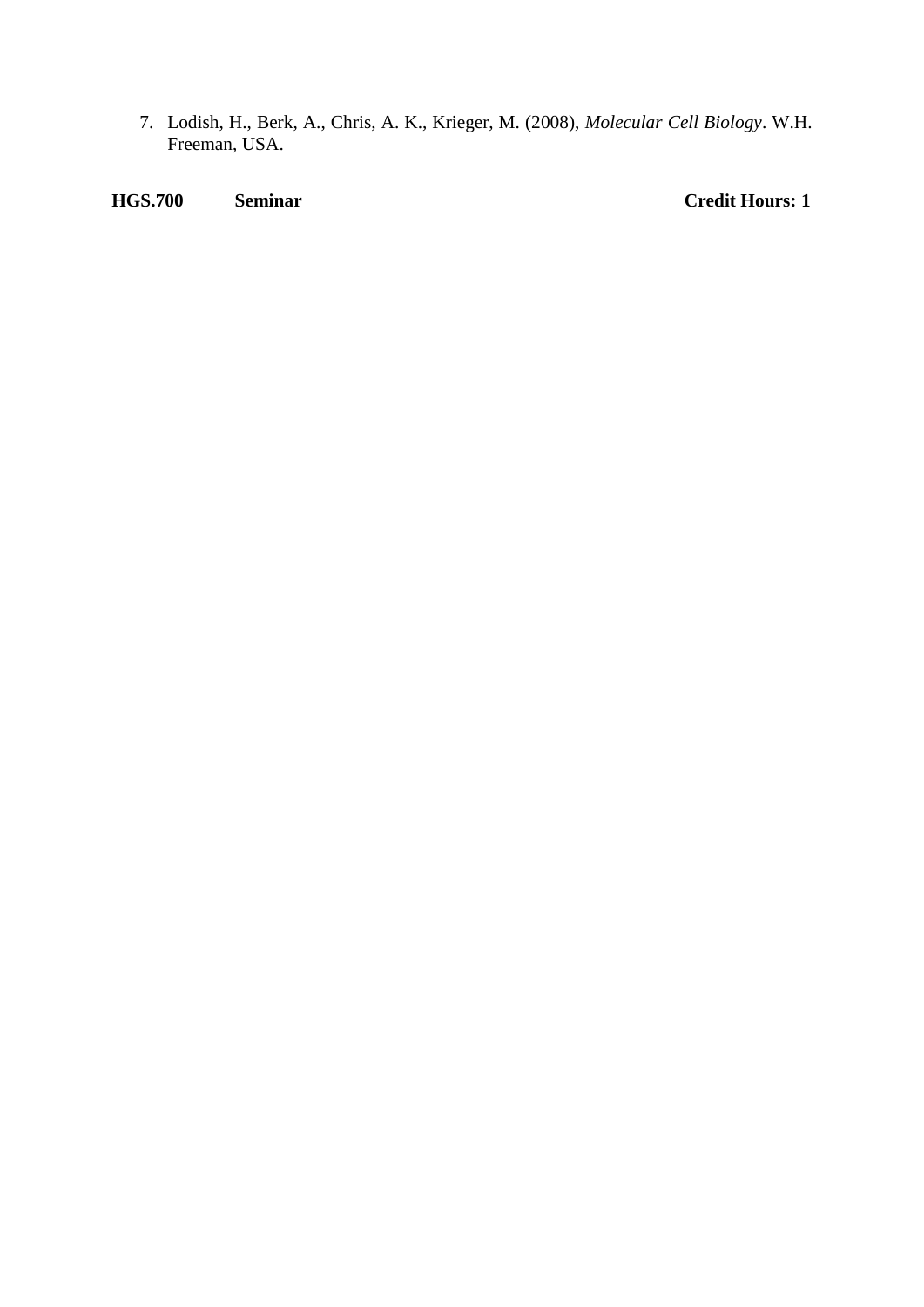7. Lodish, H., Berk, A., Chris, A. K., Krieger, M. (2008), *Molecular Cell Biology*. W.H. Freeman, USA.

**HGS.700 Seminar Credit Hours: 1**